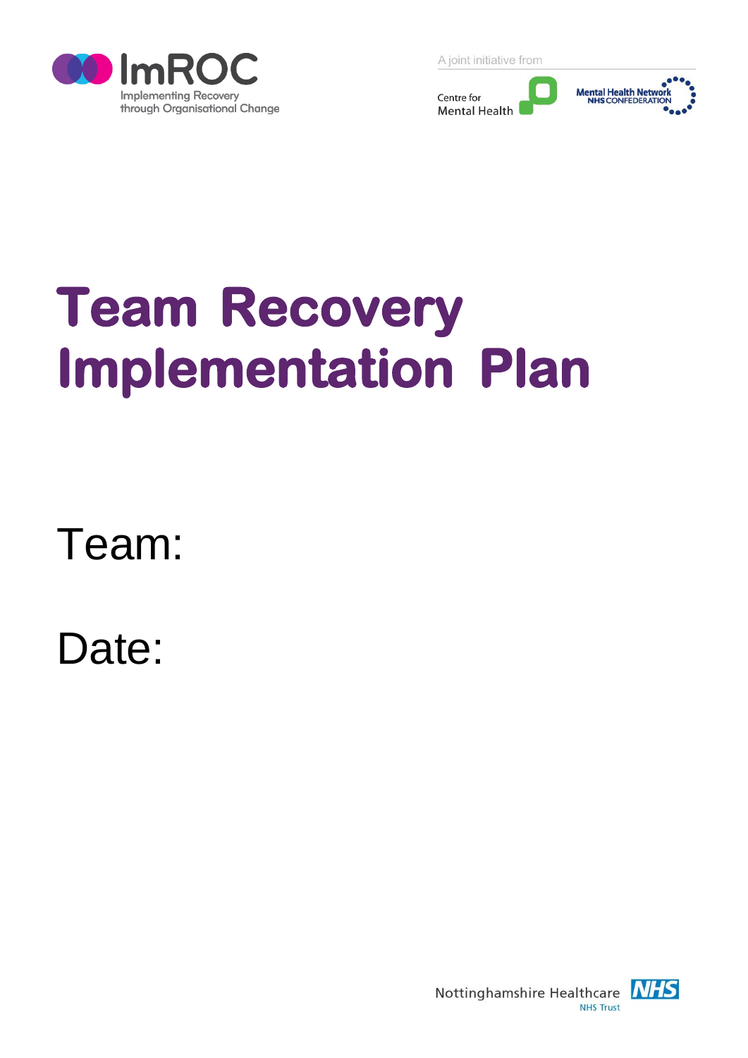ImRОC

Implementing Recovery through Organisational Change

A joint initiative from

Centre for Mental Health

Mental Health Network NHS CONFEDERATION

# Team Recovery Implementation Plan

Team:

Date:

Nottinghamshire Healthcare NHS Trust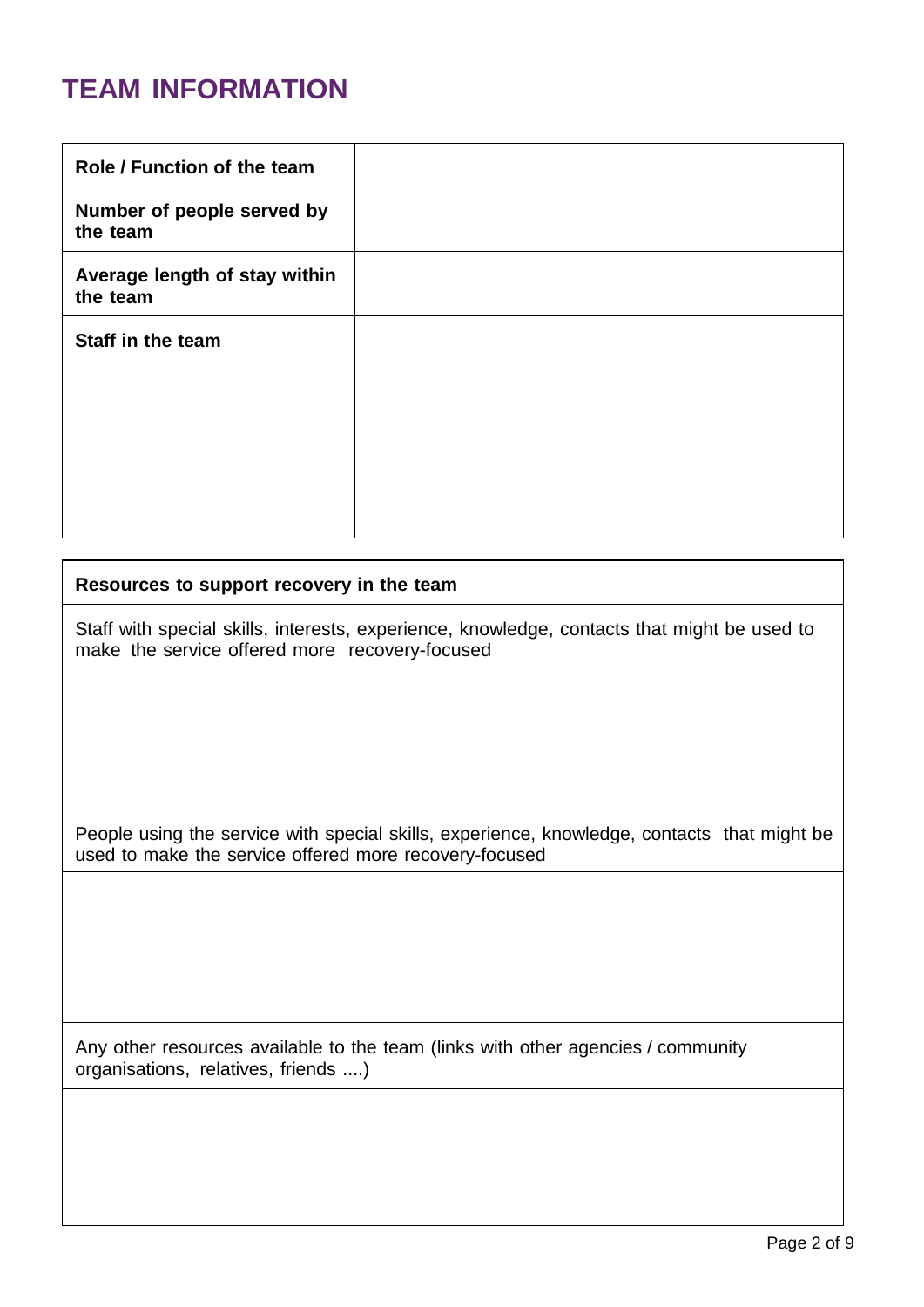# TEAM INFORMATION

| Role / Function of the team | |
|---|---|
| **Number of people served by the team** | |
| **Average length of stay within the team** | |
| **Staff in the team** | |

| Resources to support recovery in the team |
|---|
| Staff with special skills, interests, experience, knowledge, contacts that might be used to make the service offered more recovery-focused |
| |
| People using the service with special skills, experience, knowledge, contacts that might be used to make the service offered more recovery-focused |
| |
| Any other resources available to the team (links with other agencies / community organisations, relatives, friends ....) |
| |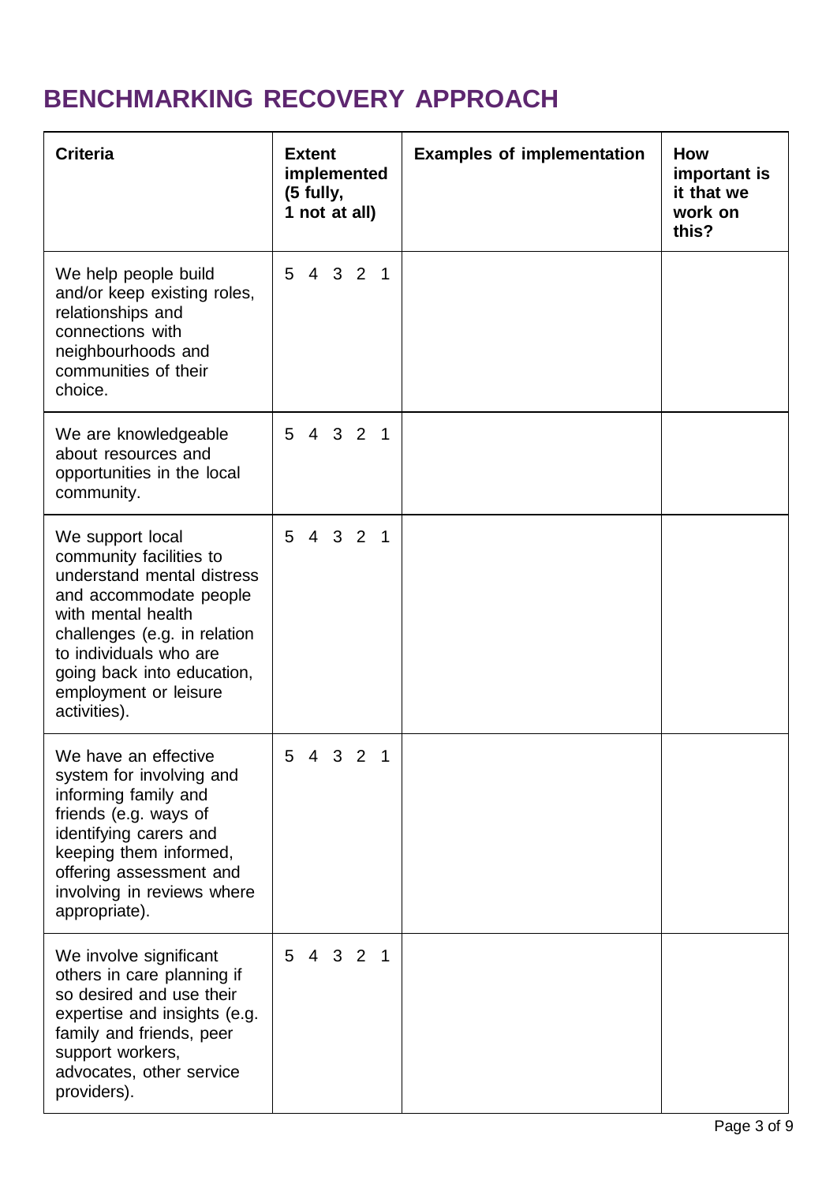# BENCHMARKING RECOVERY APPROACH

| Criteria | Extent implemented (5 fully, 1 not at all) | Examples of implementation | How important is it that we work on this? |
|---|---|---|---|
| We help people build and/or keep existing roles, relationships and connections with neighbourhoods and communities of their choice. | 5 4 3 2 1 | | |
| We are knowledgeable about resources and opportunities in the local community. | 5 4 3 2 1 | | |
| We support local community facilities to understand mental distress and accommodate people with mental health challenges (e.g. in relation to individuals who are going back into education, employment or leisure activities). | 5 4 3 2 1 | | |
| We have an effective system for involving and informing family and friends (e.g. ways of identifying carers and keeping them informed, offering assessment and involving in reviews where appropriate). | 5 4 3 2 1 | | |
| We involve significant others in care planning if so desired and use their expertise and insights (e.g. family and friends, peer support workers, advocates, other service providers). | 5 4 3 2 1 | | |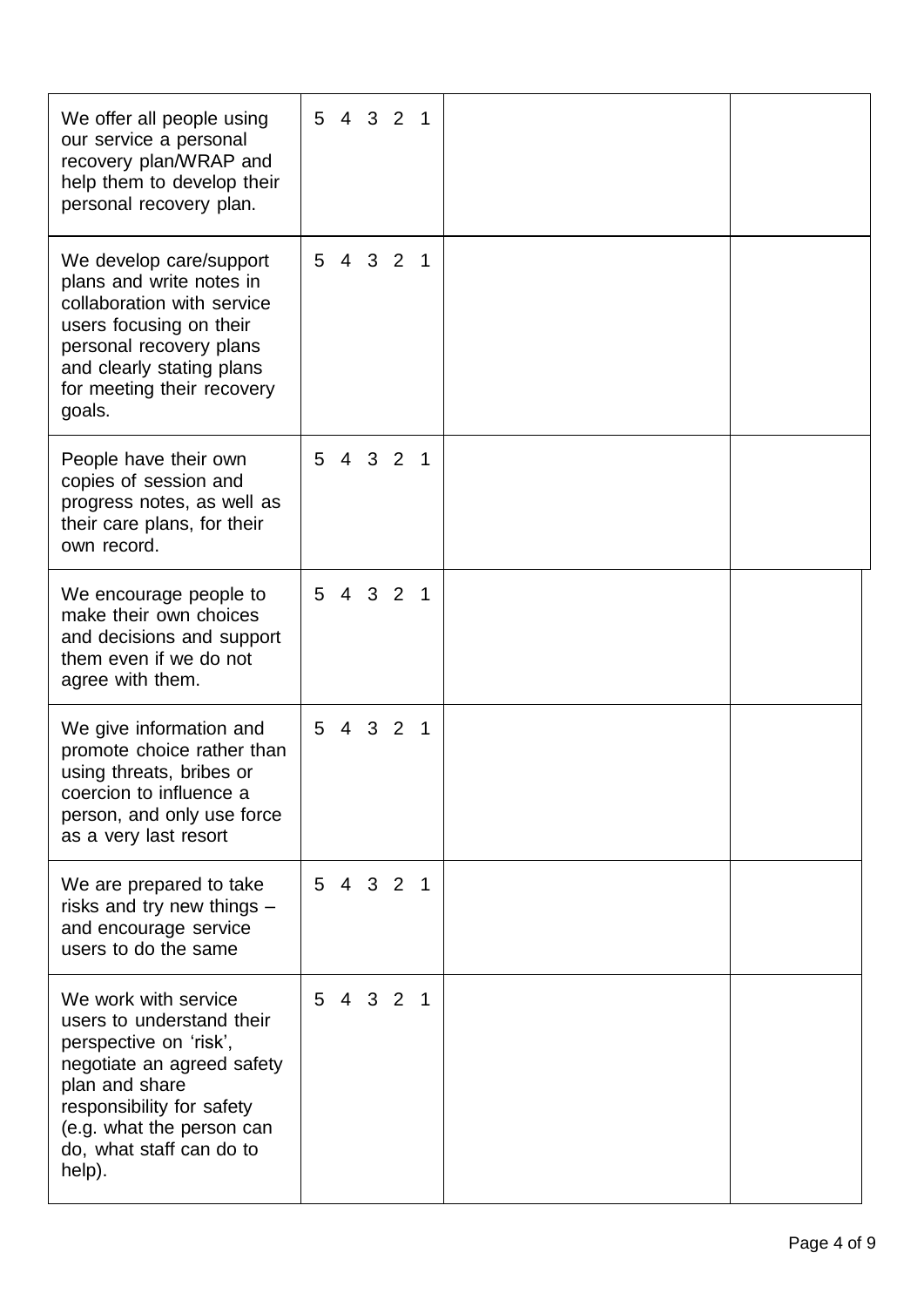| | | | |
|---|---|---|---|
| We offer all people using our service a personal recovery plan/WRAP and help them to develop their personal recovery plan. | 5 4 3 2 1 | | |
| We develop care/support plans and write notes in collaboration with service users focusing on their personal recovery plans and clearly stating plans for meeting their recovery goals. | 5 4 3 2 1 | | |
| People have their own copies of session and progress notes, as well as their care plans, for their own record. | 5 4 3 2 1 | | |
| We encourage people to make their own choices and decisions and support them even if we do not agree with them. | 5 4 3 2 1 | | |
| We give information and promote choice rather than using threats, bribes or coercion to influence a person, and only use force as a very last resort | 5 4 3 2 1 | | |
| We are prepared to take risks and try new things – and encourage service users to do the same | 5 4 3 2 1 | | |
| We work with service users to understand their perspective on 'risk', negotiate an agreed safety plan and share responsibility for safety (e.g. what the person can do, what staff can do to help). | 5 4 3 2 1 | | |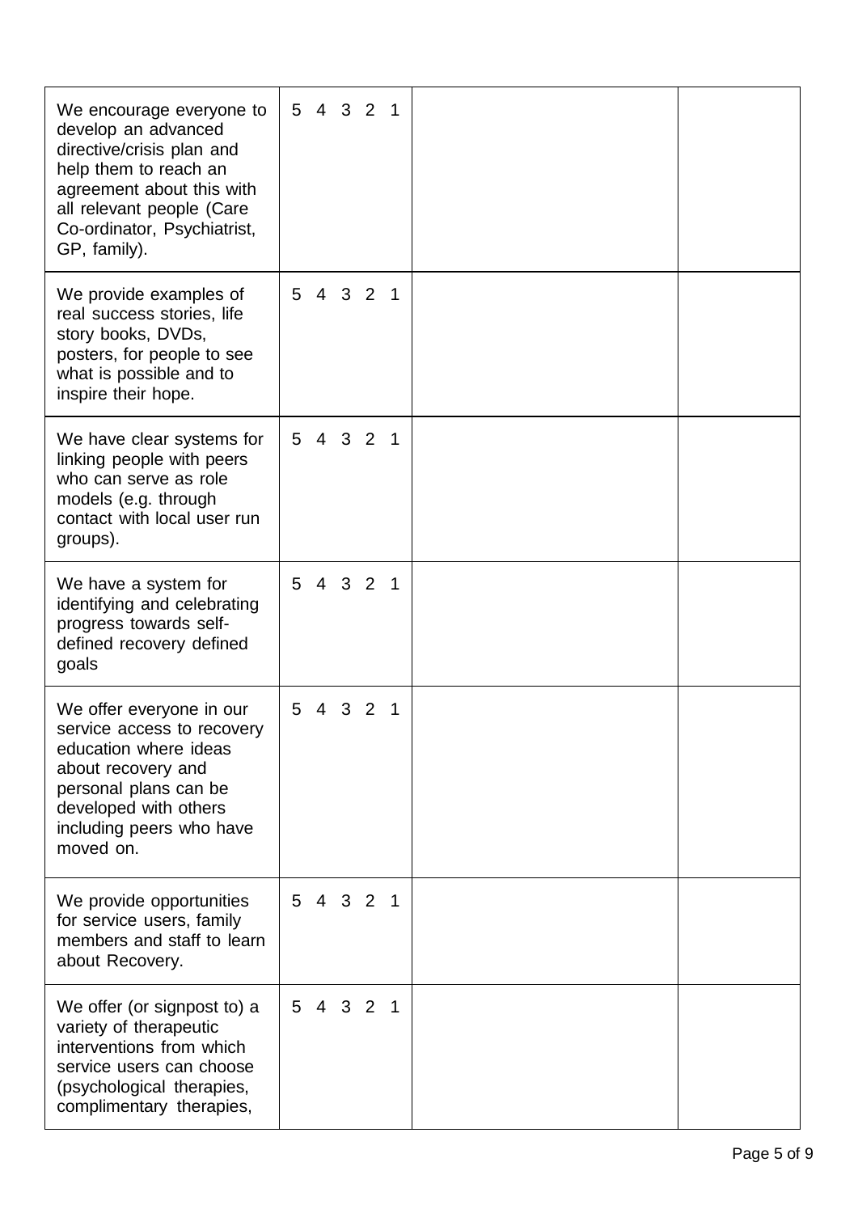| | | | |
|---|---|---|---|
| We encourage everyone to develop an advanced directive/crisis plan and help them to reach an agreement about this with all relevant people (Care Co-ordinator, Psychiatrist, GP, family). | 5 4 3 2 1 | | |
| We provide examples of real success stories, life story books, DVDs, posters, for people to see what is possible and to inspire their hope. | 5 4 3 2 1 | | |
| We have clear systems for linking people with peers who can serve as role models (e.g. through contact with local user run groups). | 5 4 3 2 1 | | |
| We have a system for identifying and celebrating progress towards self-defined recovery defined goals | 5 4 3 2 1 | | |
| We offer everyone in our service access to recovery education where ideas about recovery and personal plans can be developed with others including peers who have moved on. | 5 4 3 2 1 | | |
| We provide opportunities for service users, family members and staff to learn about Recovery. | 5 4 3 2 1 | | |
| We offer (or signpost to) a variety of therapeutic interventions from which service users can choose (psychological therapies, complimentary therapies, | 5 4 3 2 1 | | |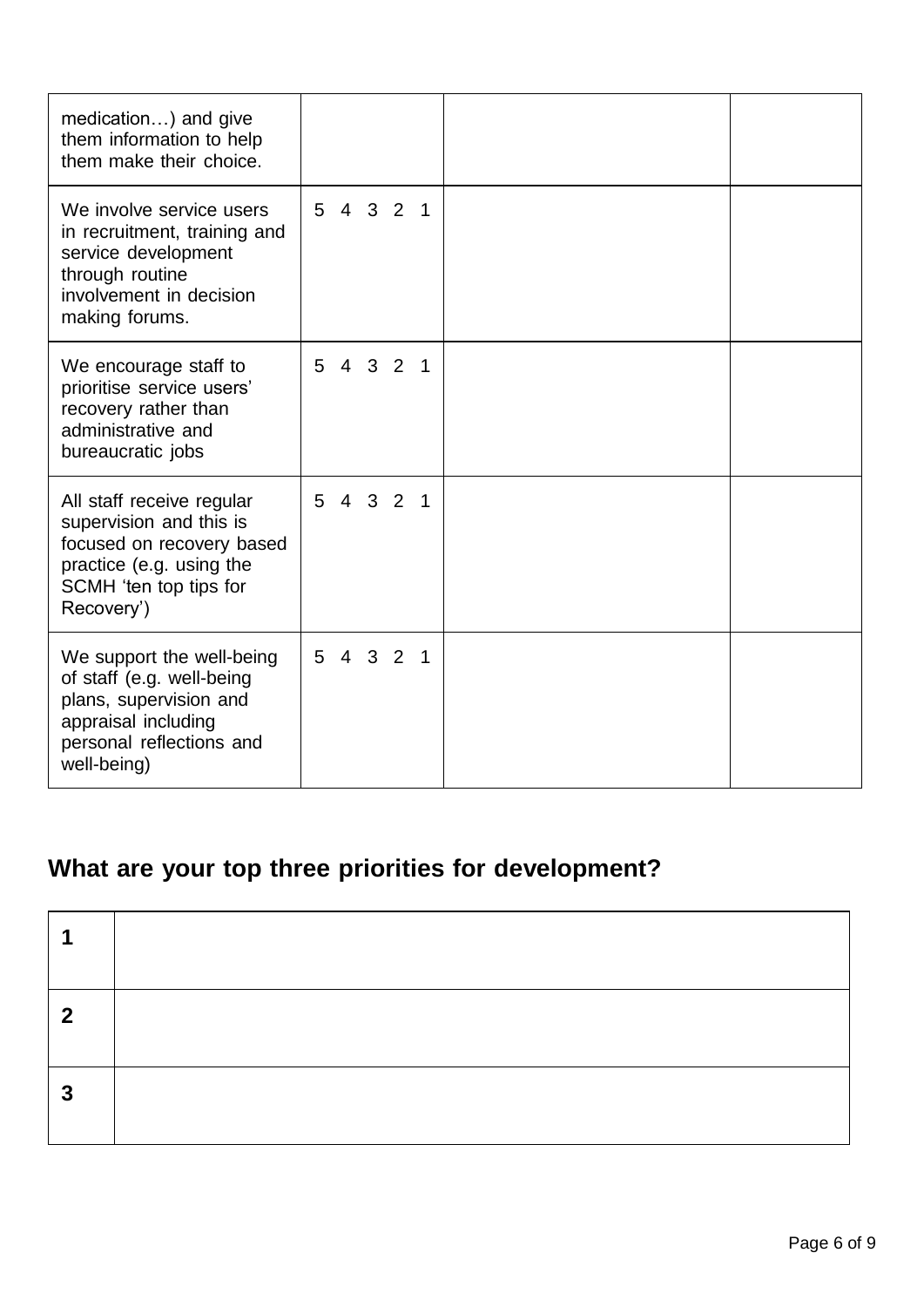| | | | |
|---|---|---|---|
| medication…) and give them information to help them make their choice. | | | |
| We involve service users in recruitment, training and service development through routine involvement in decision making forums. | 5 4 3 2 1 | | |
| We encourage staff to prioritise service users' recovery rather than administrative and bureaucratic jobs | 5 4 3 2 1 | | |
| All staff receive regular supervision and this is focused on recovery based practice (e.g. using the SCMH 'ten top tips for Recovery') | 5 4 3 2 1 | | |
| We support the well-being of staff (e.g. well-being plans, supervision and appraisal including personal reflections and well-being) | 5 4 3 2 1 | | |

## What are your top three priorities for development?

| | |
|---|---|
| **1** | |
| **2** | |
| **3** | |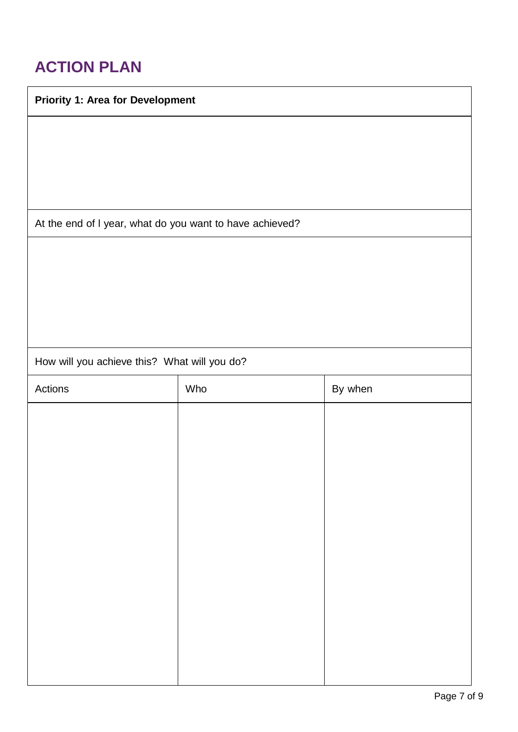# ACTION PLAN

| **Priority 1: Area for Development** | | |
|---|---|---|
| | | |
| At the end of l year, what do you want to have achieved? | | |
| | | |
| How will you achieve this? What will you do? | | |
| Actions | Who | By when |
| | | |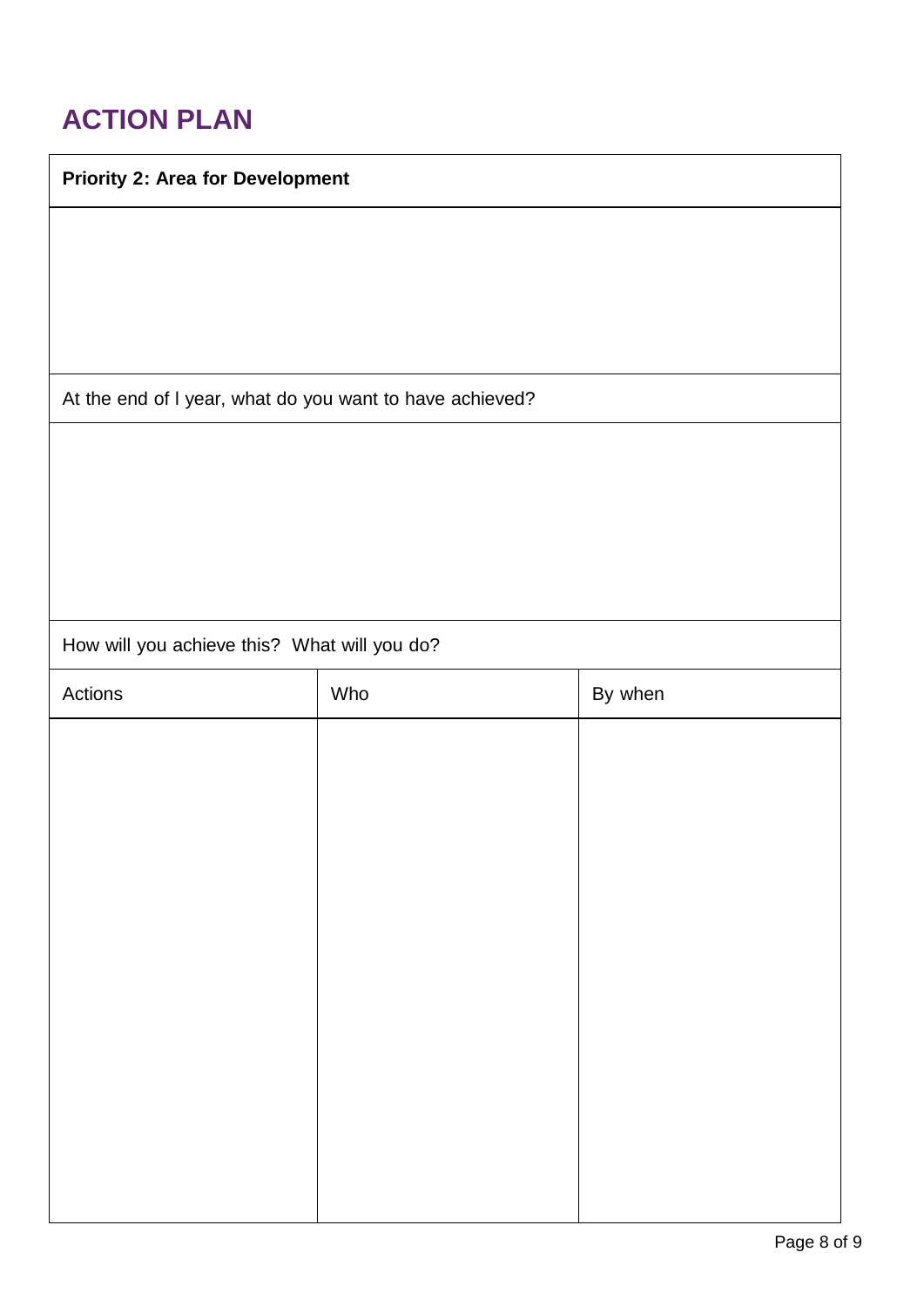# ACTION PLAN

| **Priority 2: Area for Development** | | |
|---|---|---|
| | | |
| At the end of l year, what do you want to have achieved? | | |
| | | |
| How will you achieve this? What will you do? | | |
| Actions | Who | By when |
| | | |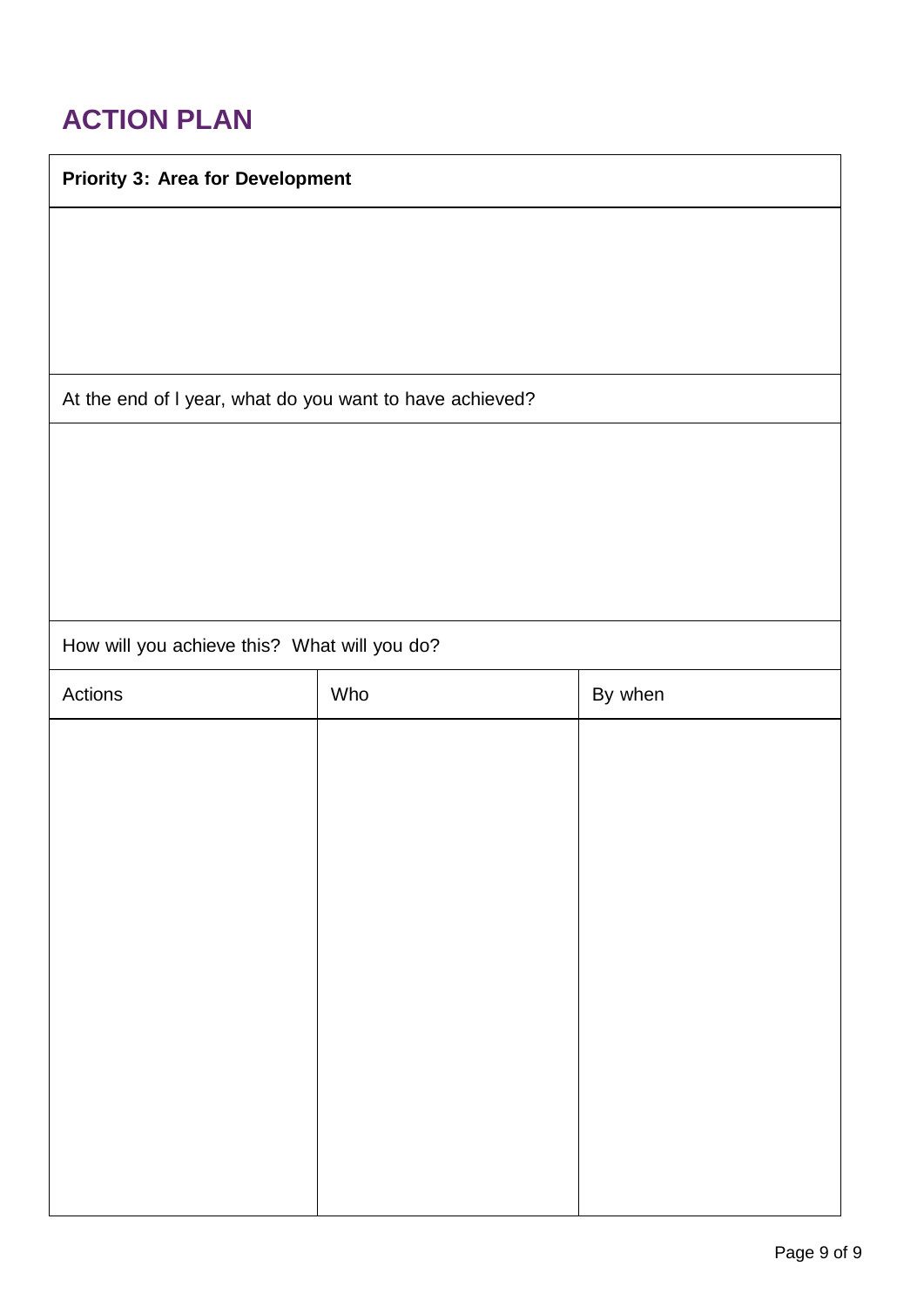# ACTION PLAN

| **Priority 3: Area for Development** | | |
|---|---|---|
| | | |
| At the end of l year, what do you want to have achieved? | | |
| | | |
| How will you achieve this? What will you do? | | |
| Actions | Who | By when |
| | | |